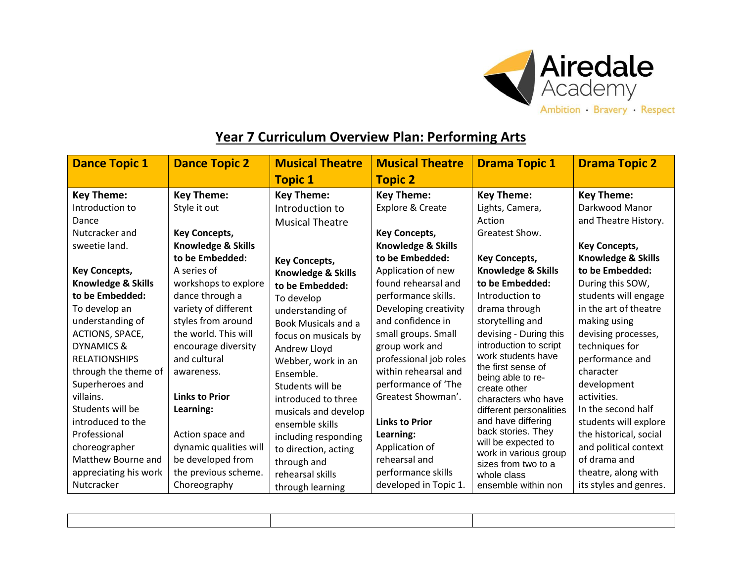Airedale Academy

Ambition · Bravery · Respect

# Year 7 Curriculum Overview Plan: Performing Arts

| Dance Topic 1 | Dance Topic 2 | Musical Theatre Topic 1 | Musical Theatre Topic 2 | Drama Topic 1 | Drama Topic 2 |
|---|---|---|---|---|---|
| **Key Theme:** Introduction to Dance Nutcracker and sweetie land.<br><br>**Key Concepts, Knowledge & Skills to be Embedded:** To develop an understanding of ACTIONS, SPACE, DYNAMICS & RELATIONSHIPS through the theme of Superheroes and villains. Students will be introduced to the Professional choreographer Matthew Bourne and appreciating his work Nutcracker | **Key Theme:** Style it out<br><br>**Key Concepts, Knowledge & Skills to be Embedded:** A series of workshops to explore dance through a variety of different styles from around the world. This will encourage diversity and cultural awareness.<br><br>**Links to Prior Learning:**<br><br>Action space and dynamic qualities will be developed from the previous scheme. Choreography | **Key Theme:** Introduction to Musical Theatre<br><br>**Key Concepts, Knowledge & Skills to be Embedded:** To develop understanding of Book Musicals and a focus on musicals by Andrew Lloyd Webber, work in an Ensemble. Students will be introduced to three musicals and develop ensemble skills including responding to direction, acting through and rehearsal skills through learning | **Key Theme:** Explore & Create<br><br>**Key Concepts, Knowledge & Skills to be Embedded:** Application of new found rehearsal and performance skills. Developing creativity and confidence in small groups. Small group work and professional job roles within rehearsal and performance of 'The Greatest Showman'.<br><br>**Links to Prior Learning:** Application of rehearsal and performance skills developed in Topic 1. | **Key Theme:** Lights, Camera, Action Greatest Show.<br><br>**Key Concepts, Knowledge & Skills to be Embedded:** Introduction to drama through storytelling and devising - During this introduction to script work students have the first sense of being able to re-create other characters who have different personalities and have differing back stories. They will be expected to work in various group sizes from two to a whole class ensemble within non | **Key Theme:** Darkwood Manor and Theatre History.<br><br>**Key Concepts, Knowledge & Skills to be Embedded:** During this SOW, students will engage in the art of theatre making using devising processes, techniques for performance and character development activities. In the second half students will explore the historical, social and political context of drama and theatre, along with its styles and genres. |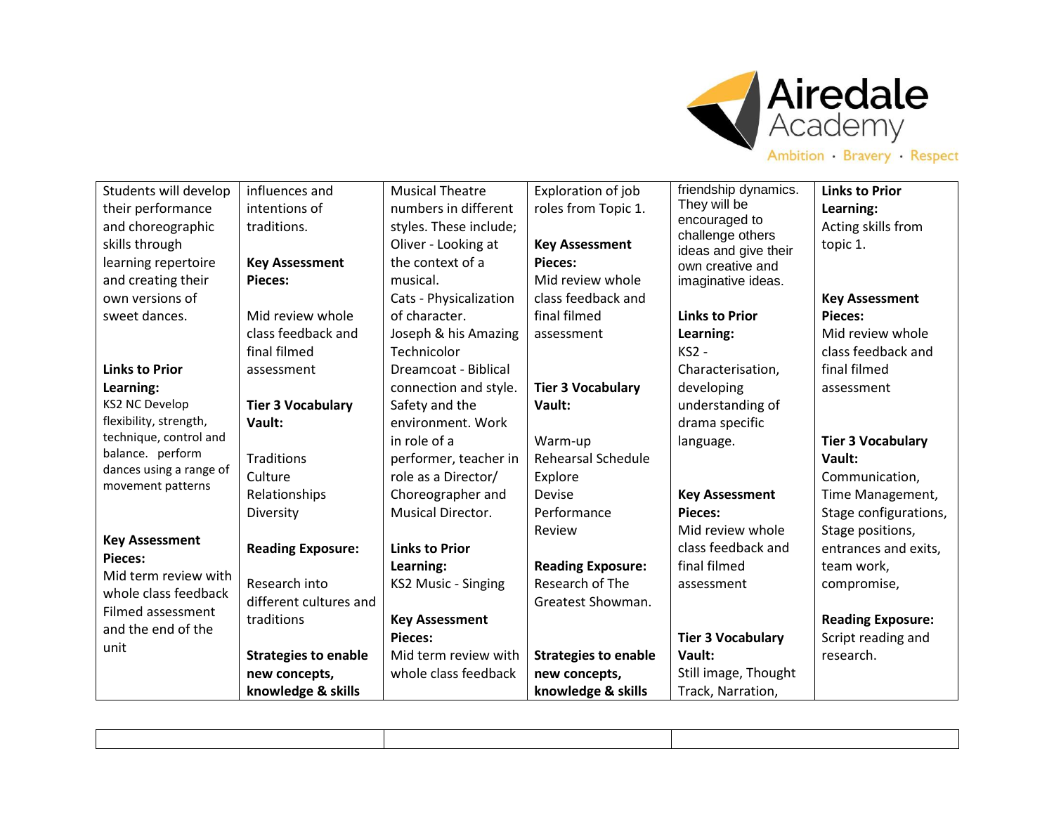| Students will develop their performance and choreographic skills through learning repertoire and creating their own versions of sweet dances.<br><br>**Links to Prior Learning:**<br>KS2 NC Develop flexibility, strength, technique, control and balance. perform dances using a range of movement patterns<br><br>**Key Assessment Pieces:**<br>Mid term review with whole class feedback Filmed assessment and the end of the unit | influences and intentions of traditions.<br><br>**Key Assessment Pieces:**<br><br>Mid review whole class feedback and final filmed assessment<br><br>**Tier 3 Vocabulary Vault:**<br><br>Traditions<br>Culture<br>Relationships<br>Diversity<br><br>**Reading Exposure:**<br><br>Research into different cultures and traditions<br><br>**Strategies to enable new concepts, knowledge & skills** | Musical Theatre numbers in different styles. These include; Oliver - Looking at the context of a musical.<br>Cats - Physicalization of character.<br>Joseph & his Amazing Technicolor Dreamcoat - Biblical connection and style. Safety and the environment. Work in role of a performer, teacher in role as a Director/ Choreographer and Musical Director.<br><br>**Links to Prior Learning:**<br>KS2 Music - Singing<br><br>**Key Assessment Pieces:**<br>Mid term review with whole class feedback | Exploration of job roles from Topic 1.<br><br>**Key Assessment Pieces:**<br>Mid review whole class feedback and final filmed assessment<br><br>**Tier 3 Vocabulary Vault:**<br><br>Warm-up<br>Rehearsal Schedule<br>Explore<br>Devise<br>Performance<br>Review<br><br>**Reading Exposure:**<br>Research of The Greatest Showman.<br><br>**Strategies to enable new concepts, knowledge & skills** | friendship dynamics. They will be encouraged to challenge others ideas and give their own creative and imaginative ideas.<br><br>**Links to Prior Learning:**<br>KS2 - Characterisation, developing understanding of drama specific language.<br><br>**Key Assessment Pieces:**<br>Mid review whole class feedback and final filmed assessment<br><br>**Tier 3 Vocabulary Vault:**<br>Still image, Thought Track, Narration, | **Links to Prior Learning:**<br>Acting skills from topic 1.<br><br>**Key Assessment Pieces:**<br>Mid review whole class feedback and final filmed assessment<br><br>**Tier 3 Vocabulary Vault:**<br>Communication, Time Management, Stage configurations, Stage positions, entrances and exits, team work, compromise,<br><br>**Reading Exposure:**<br>Script reading and research. |
|---|---|---|---|---|---|

| | | |
|---|---|---|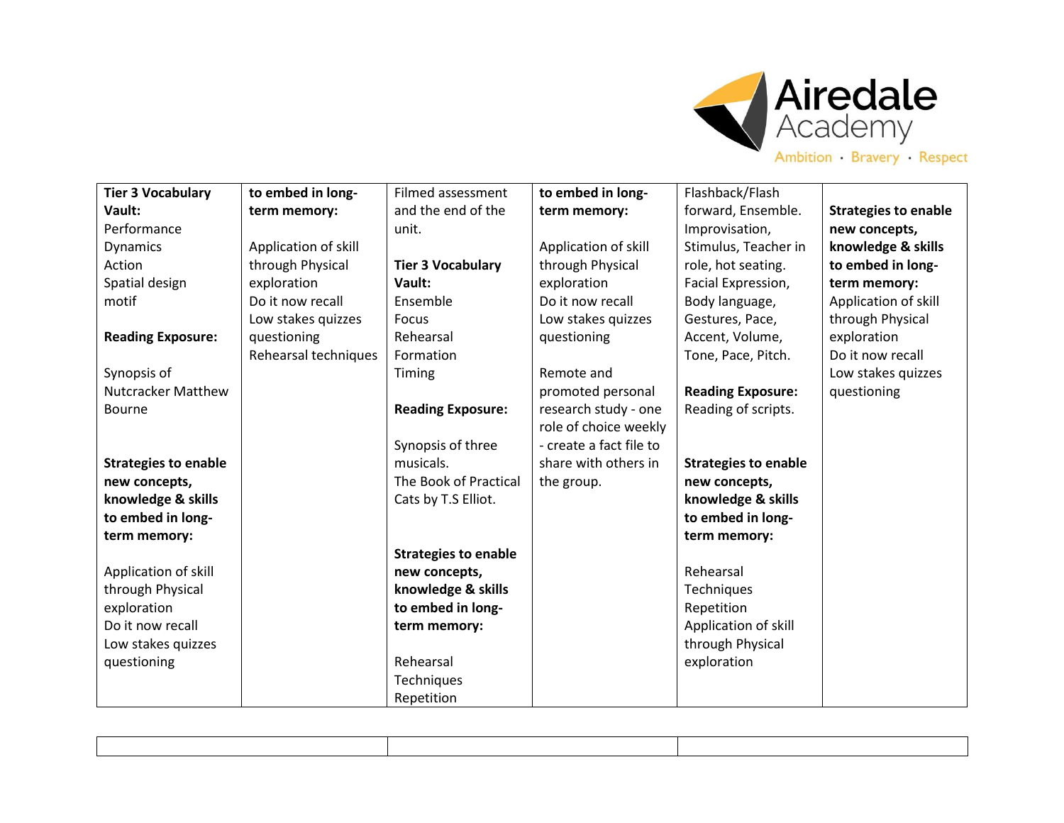| Tier 3 Vocabulary Vault:<br>Performance<br>Dynamics<br>Action<br>Spatial design<br>motif<br><br>**Reading Exposure:**<br><br>Synopsis of Nutcracker Matthew Bourne<br><br><br>**Strategies to enable new concepts, knowledge & skills to embed in long-term memory:**<br><br>Application of skill through Physical exploration<br>Do it now recall<br>Low stakes quizzes<br>questioning | **to embed in long-term memory:**<br><br>Application of skill through Physical exploration<br>Do it now recall<br>Low stakes quizzes<br>questioning<br>Rehearsal techniques | Filmed assessment and the end of the unit.<br><br>**Tier 3 Vocabulary Vault:**<br>Ensemble<br>Focus<br>Rehearsal<br>Formation<br>Timing<br><br>**Reading Exposure:**<br><br>Synopsis of three musicals.<br>The Book of Practical Cats by T.S Elliot.<br><br><br>**Strategies to enable new concepts, knowledge & skills to embed in long-term memory:**<br><br>Rehearsal Techniques<br>Repetition | **to embed in long-term memory:**<br><br>Application of skill through Physical exploration<br>Do it now recall<br>Low stakes quizzes<br>questioning<br><br>Remote and promoted personal research study - one role of choice weekly - create a fact file to share with others in the group. | Flashback/Flash forward, Ensemble. Improvisation, Stimulus, Teacher in role, hot seating. Facial Expression, Body language, Gestures, Pace, Accent, Volume, Tone, Pace, Pitch.<br><br>**Reading Exposure:**<br>Reading of scripts.<br><br>**Strategies to enable new concepts, knowledge & skills to embed in long-term memory:**<br><br>Rehearsal Techniques<br>Repetition<br>Application of skill through Physical exploration | **Strategies to enable new concepts, knowledge & skills to embed in long-term memory:**<br>Application of skill through Physical exploration<br>Do it now recall<br>Low stakes quizzes<br>questioning |
|---|---|---|---|---|---|

| | | |
|---|---|---|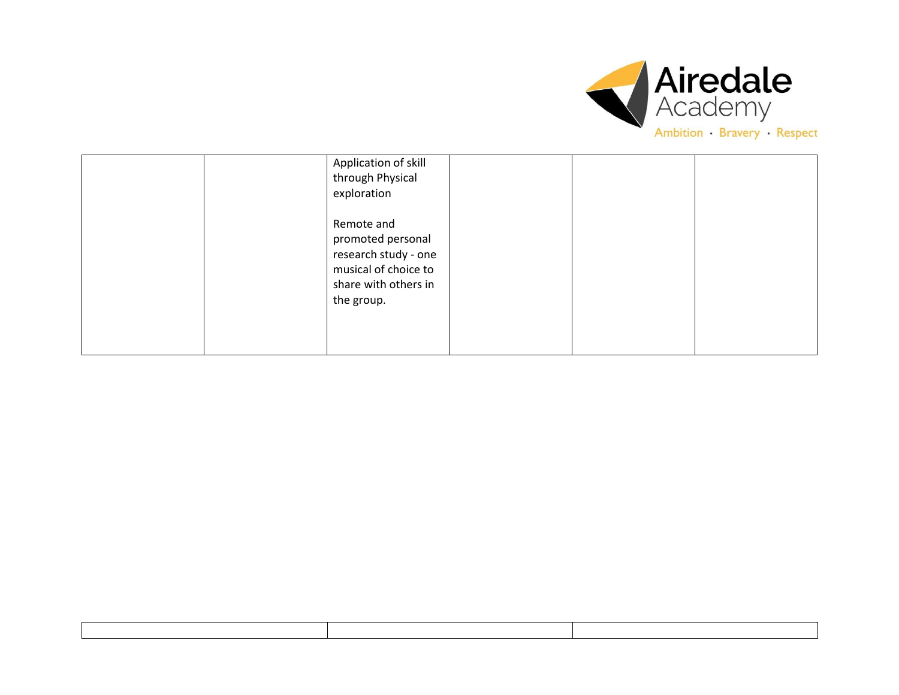| | | | | | |
|---|---|---|---|---|---|
| | | Application of skill through Physical exploration<br><br>Remote and promoted personal research study - one musical of choice to share with others in the group. | | | |

| | | |
|---|---|---|
| | | |